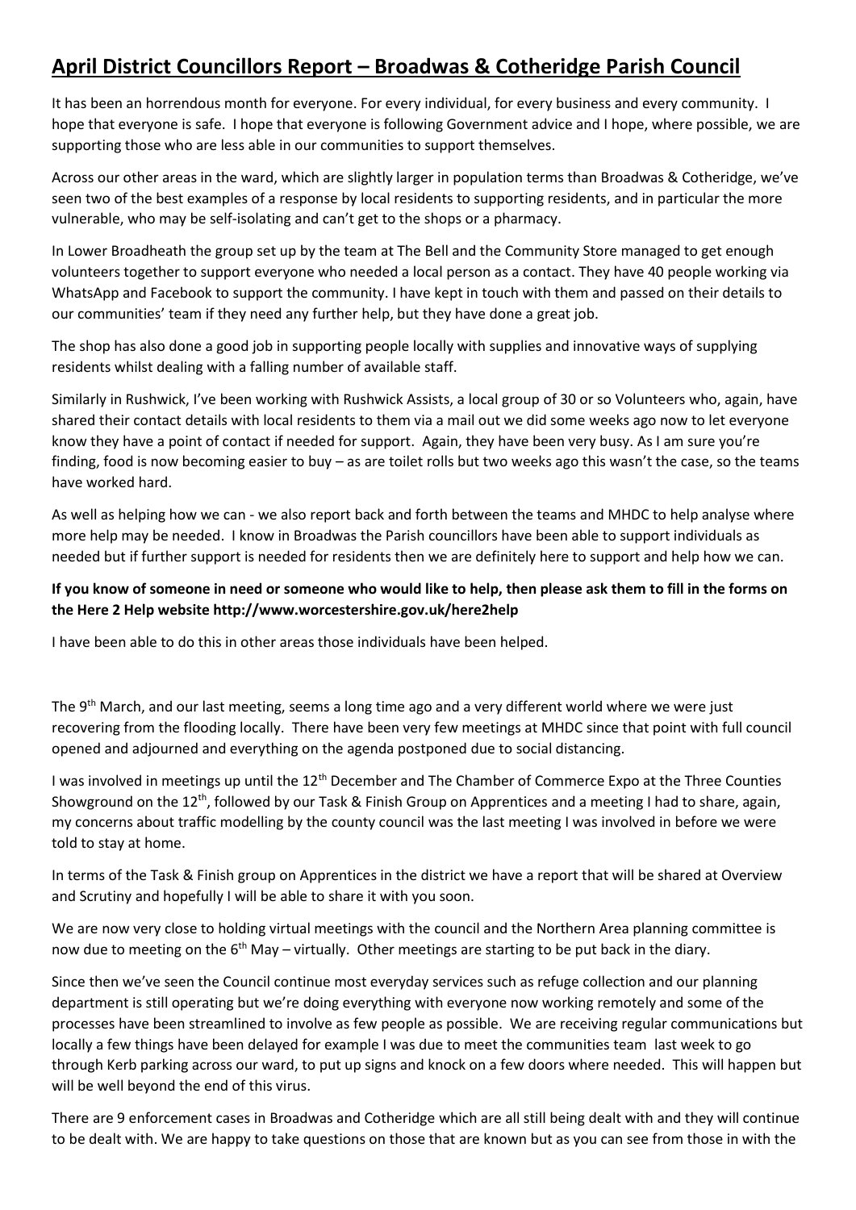# April District Councillors Report – Broadwas & Cotheridge Parish Council

It has been an horrendous month for everyone. For every individual, for every business and every community. I hope that everyone is safe. I hope that everyone is following Government advice and I hope, where possible, we are supporting those who are less able in our communities to support themselves.

Across our other areas in the ward, which are slightly larger in population terms than Broadwas & Cotheridge, we've seen two of the best examples of a response by local residents to supporting residents, and in particular the more vulnerable, who may be self-isolating and can't get to the shops or a pharmacy.

In Lower Broadheath the group set up by the team at The Bell and the Community Store managed to get enough volunteers together to support everyone who needed a local person as a contact. They have 40 people working via WhatsApp and Facebook to support the community. I have kept in touch with them and passed on their details to our communities' team if they need any further help, but they have done a great job.

The shop has also done a good job in supporting people locally with supplies and innovative ways of supplying residents whilst dealing with a falling number of available staff.

Similarly in Rushwick, I've been working with Rushwick Assists, a local group of 30 or so Volunteers who, again, have shared their contact details with local residents to them via a mail out we did some weeks ago now to let everyone know they have a point of contact if needed for support. Again, they have been very busy. As I am sure you're finding, food is now becoming easier to buy – as are toilet rolls but two weeks ago this wasn't the case, so the teams have worked hard.

As well as helping how we can - we also report back and forth between the teams and MHDC to help analyse where more help may be needed. I know in Broadwas the Parish councillors have been able to support individuals as needed but if further support is needed for residents then we are definitely here to support and help how we can.

**If you know of someone in need or someone who would like to help, then please ask them to fill in the forms on the Here 2 Help website http://www.worcestershire.gov.uk/here2help**

I have been able to do this in other areas those individuals have been helped.

The 9th March, and our last meeting, seems a long time ago and a very different world where we were just recovering from the flooding locally. There have been very few meetings at MHDC since that point with full council opened and adjourned and everything on the agenda postponed due to social distancing.

I was involved in meetings up until the 12th December and The Chamber of Commerce Expo at the Three Counties Showground on the 12th, followed by our Task & Finish Group on Apprentices and a meeting I had to share, again, my concerns about traffic modelling by the county council was the last meeting I was involved in before we were told to stay at home.

In terms of the Task & Finish group on Apprentices in the district we have a report that will be shared at Overview and Scrutiny and hopefully I will be able to share it with you soon.

We are now very close to holding virtual meetings with the council and the Northern Area planning committee is now due to meeting on the 6th May – virtually. Other meetings are starting to be put back in the diary.

Since then we've seen the Council continue most everyday services such as refuge collection and our planning department is still operating but we're doing everything with everyone now working remotely and some of the processes have been streamlined to involve as few people as possible. We are receiving regular communications but locally a few things have been delayed for example I was due to meet the communities team last week to go through Kerb parking across our ward, to put up signs and knock on a few doors where needed. This will happen but will be well beyond the end of this virus.

There are 9 enforcement cases in Broadwas and Cotheridge which are all still being dealt with and they will continue to be dealt with. We are happy to take questions on those that are known but as you can see from those in with the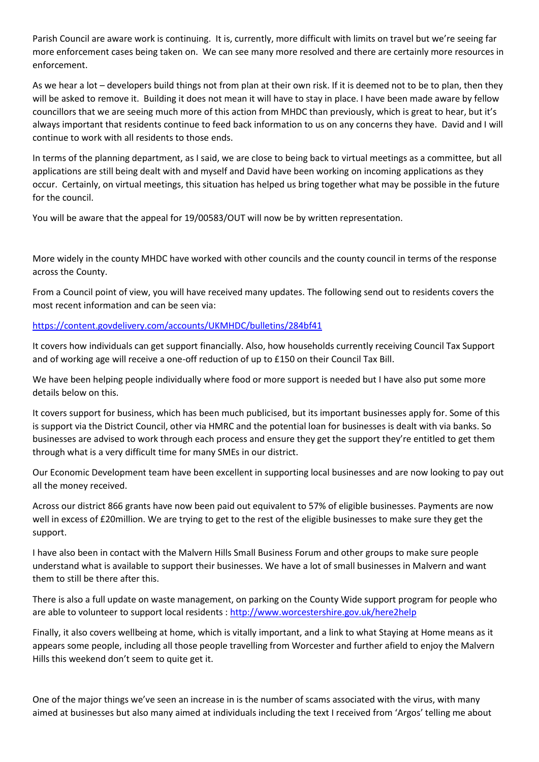Parish Council are aware work is continuing. It is, currently, more difficult with limits on travel but we're seeing far more enforcement cases being taken on. We can see many more resolved and there are certainly more resources in enforcement.

As we hear a lot – developers build things not from plan at their own risk. If it is deemed not to be to plan, then they will be asked to remove it. Building it does not mean it will have to stay in place. I have been made aware by fellow councillors that we are seeing much more of this action from MHDC than previously, which is great to hear, but it's always important that residents continue to feed back information to us on any concerns they have. David and I will continue to work with all residents to those ends.

In terms of the planning department, as I said, we are close to being back to virtual meetings as a committee, but all applications are still being dealt with and myself and David have been working on incoming applications as they occur. Certainly, on virtual meetings, this situation has helped us bring together what may be possible in the future for the council.

You will be aware that the appeal for 19/00583/OUT will now be by written representation.

More widely in the county MHDC have worked with other councils and the county council in terms of the response across the County.

From a Council point of view, you will have received many updates. The following send out to residents covers the most recent information and can be seen via:

https://content.govdelivery.com/accounts/UKMHDC/bulletins/284bf41

It covers how individuals can get support financially. Also, how households currently receiving Council Tax Support and of working age will receive a one-off reduction of up to £150 on their Council Tax Bill.

We have been helping people individually where food or more support is needed but I have also put some more details below on this.

It covers support for business, which has been much publicised, but its important businesses apply for. Some of this is support via the District Council, other via HMRC and the potential loan for businesses is dealt with via banks. So businesses are advised to work through each process and ensure they get the support they're entitled to get them through what is a very difficult time for many SMEs in our district.

Our Economic Development team have been excellent in supporting local businesses and are now looking to pay out all the money received.

Across our district 866 grants have now been paid out equivalent to 57% of eligible businesses. Payments are now well in excess of £20million. We are trying to get to the rest of the eligible businesses to make sure they get the support.

I have also been in contact with the Malvern Hills Small Business Forum and other groups to make sure people understand what is available to support their businesses. We have a lot of small businesses in Malvern and want them to still be there after this.

There is also a full update on waste management, on parking on the County Wide support program for people who are able to volunteer to support local residents : http://www.worcestershire.gov.uk/here2help

Finally, it also covers wellbeing at home, which is vitally important, and a link to what Staying at Home means as it appears some people, including all those people travelling from Worcester and further afield to enjoy the Malvern Hills this weekend don't seem to quite get it.

One of the major things we've seen an increase in is the number of scams associated with the virus, with many aimed at businesses but also many aimed at individuals including the text I received from 'Argos' telling me about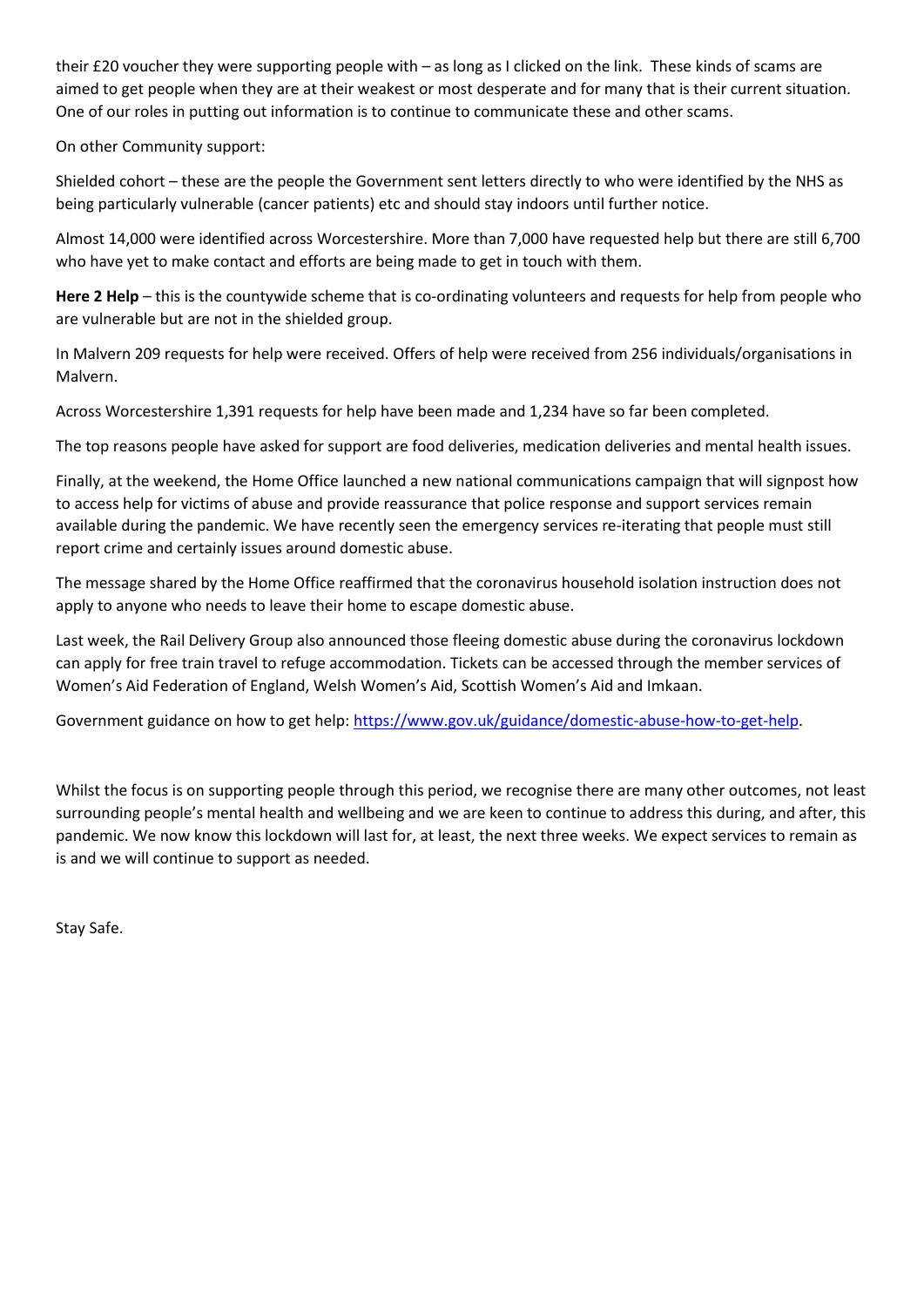their £20 voucher they were supporting people with – as long as I clicked on the link. These kinds of scams are aimed to get people when they are at their weakest or most desperate and for many that is their current situation. One of our roles in putting out information is to continue to communicate these and other scams.

On other Community support:

Shielded cohort – these are the people the Government sent letters directly to who were identified by the NHS as being particularly vulnerable (cancer patients) etc and should stay indoors until further notice.

Almost 14,000 were identified across Worcestershire. More than 7,000 have requested help but there are still 6,700 who have yet to make contact and efforts are being made to get in touch with them.

**Here 2 Help** – this is the countywide scheme that is co-ordinating volunteers and requests for help from people who are vulnerable but are not in the shielded group.

In Malvern 209 requests for help were received. Offers of help were received from 256 individuals/organisations in Malvern.

Across Worcestershire 1,391 requests for help have been made and 1,234 have so far been completed.

The top reasons people have asked for support are food deliveries, medication deliveries and mental health issues.

Finally, at the weekend, the Home Office launched a new national communications campaign that will signpost how to access help for victims of abuse and provide reassurance that police response and support services remain available during the pandemic. We have recently seen the emergency services re-iterating that people must still report crime and certainly issues around domestic abuse.

The message shared by the Home Office reaffirmed that the coronavirus household isolation instruction does not apply to anyone who needs to leave their home to escape domestic abuse.

Last week, the Rail Delivery Group also announced those fleeing domestic abuse during the coronavirus lockdown can apply for free train travel to refuge accommodation. Tickets can be accessed through the member services of Women's Aid Federation of England, Welsh Women's Aid, Scottish Women's Aid and Imkaan.

Government guidance on how to get help: [https://www.gov.uk/guidance/domestic-abuse-how-to-get-help](https://www.gov.uk/guidance/domestic-abuse-how-to-get-help).

Whilst the focus is on supporting people through this period, we recognise there are many other outcomes, not least surrounding people's mental health and wellbeing and we are keen to continue to address this during, and after, this pandemic. We now know this lockdown will last for, at least, the next three weeks. We expect services to remain as is and we will continue to support as needed.

Stay Safe.